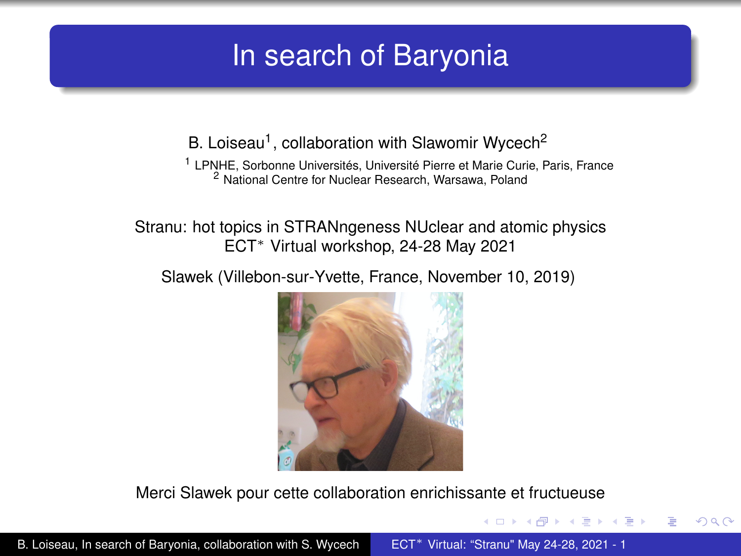# In search of Baryonia

B. Loiseau[1], collaboration with Slawomir Wycech[2]

[1] LPNHE, Sorbonne Universités, Université Pierre et Marie Curie, Paris, France
[2] National Centre for Nuclear Research, Warsawa, Poland

Stranu: hot topics in STRANngeness NUclear and atomic physics
ECT$^*$ Virtual workshop, 24-28 May 2021

Slawek (Villebon-sur-Yvette, France, November 10, 2019)

Merci Slawek pour cette collaboration enrichissante et fructueuse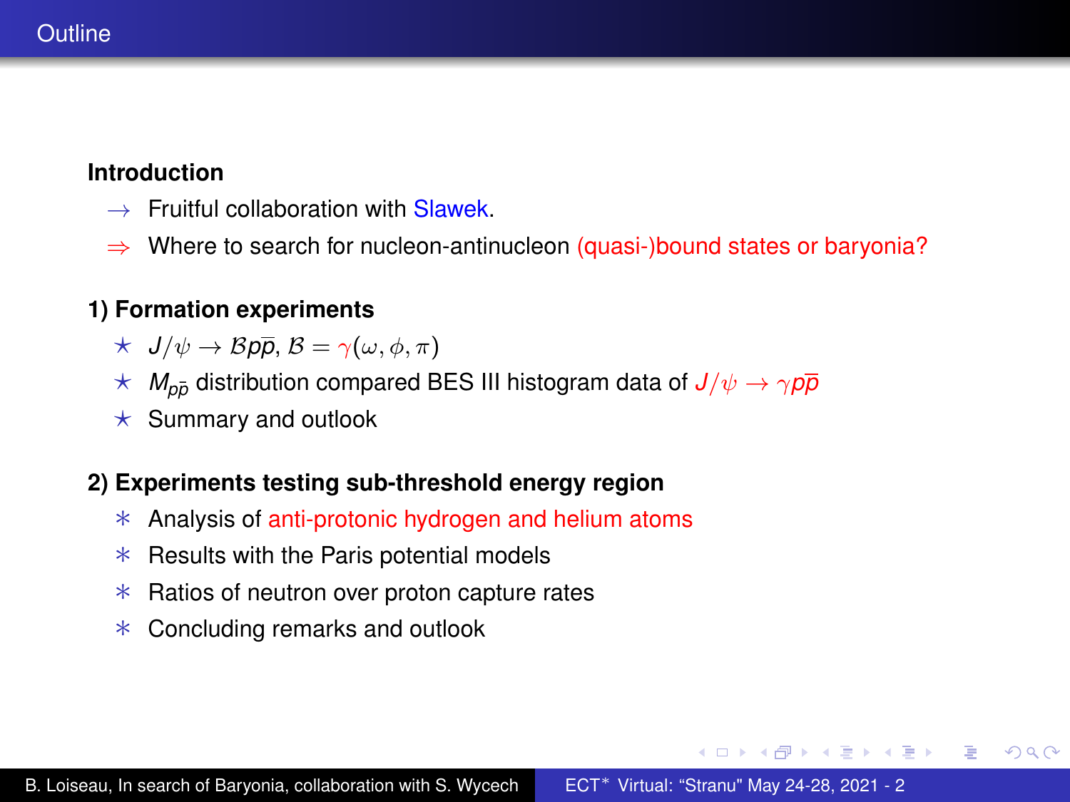# Outline

**Introduction**

- → Fruitful collaboration with Slawek.
- ⇒ Where to search for nucleon-antinucleon (quasi-)bound states or baryonia?

**1) Formation experiments**

- ⋆ $J/\psi \to \mathcal{B}p\bar{p}$, $\mathcal{B} = \gamma(\omega, \phi, \pi)$
- ⋆ $M_{p\bar{p}}$ distribution compared BES III histogram data of $J/\psi \to \gamma p\bar{p}$
- ⋆ Summary and outlook

**2) Experiments testing sub-threshold energy region**

- ∗ Analysis of anti-protonic hydrogen and helium atoms
- ∗ Results with the Paris potential models
- ∗ Ratios of neutron over proton capture rates
- ∗ Concluding remarks and outlook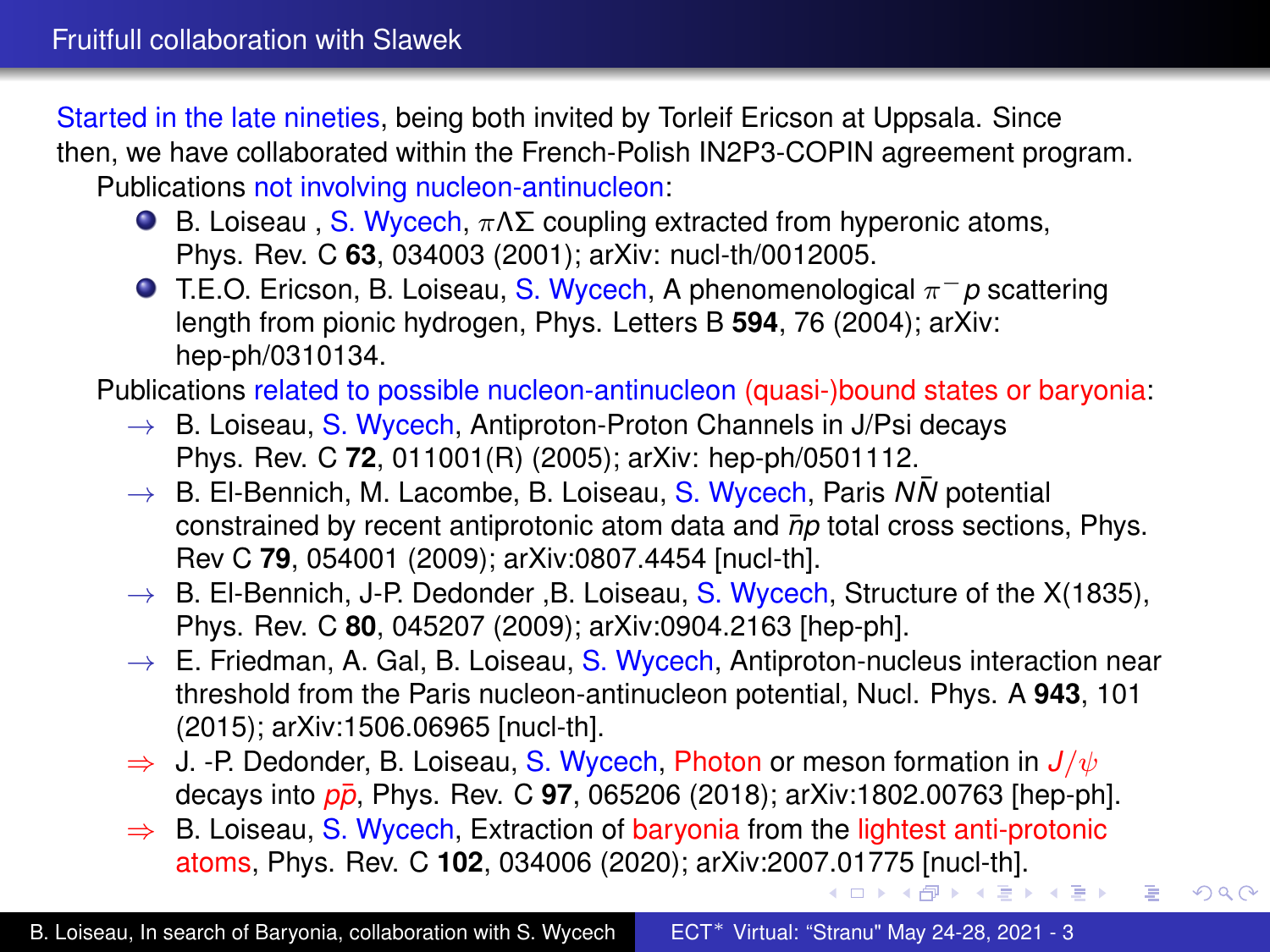# Fruitfull collaboration with Slawek

Started in the late nineties, being both invited by Torleif Ericson at Uppsala. Since then, we have collaborated within the French-Polish IN2P3-COPIN agreement program.

Publications not involving nucleon-antinucleon:

- B. Loiseau , S. Wycech, $\pi\Lambda\Sigma$ coupling extracted from hyperonic atoms, Phys. Rev. C **63**, 034003 (2001); arXiv: nucl-th/0012005.
- T.E.O. Ericson, B. Loiseau, S. Wycech, A phenomenological $\pi^- p$ scattering length from pionic hydrogen, Phys. Letters B **594**, 76 (2004); arXiv: hep-ph/0310134.

Publications related to possible nucleon-antinucleon (quasi-)bound states or baryonia:

- → B. Loiseau, S. Wycech, Antiproton-Proton Channels in J/Psi decays Phys. Rev. C **72**, 011001(R) (2005); arXiv: hep-ph/0501112.
- → B. El-Bennich, M. Lacombe, B. Loiseau, S. Wycech, Paris $N\bar{N}$ potential constrained by recent antiprotonic atom data and $\bar{n}p$ total cross sections, Phys. Rev C **79**, 054001 (2009); arXiv:0807.4454 [nucl-th].
- → B. El-Bennich, J-P. Dedonder ,B. Loiseau, S. Wycech, Structure of the X(1835), Phys. Rev. C **80**, 045207 (2009); arXiv:0904.2163 [hep-ph].
- → E. Friedman, A. Gal, B. Loiseau, S. Wycech, Antiproton-nucleus interaction near threshold from the Paris nucleon-antinucleon potential, Nucl. Phys. A **943**, 101 (2015); arXiv:1506.06965 [nucl-th].
- ⇒ J. -P. Dedonder, B. Loiseau, S. Wycech, Photon or meson formation in $J/\psi$ decays into $p\bar{p}$, Phys. Rev. C **97**, 065206 (2018); arXiv:1802.00763 [hep-ph].
- ⇒ B. Loiseau, S. Wycech, Extraction of baryonia from the lightest anti-protonic atoms, Phys. Rev. C **102**, 034006 (2020); arXiv:2007.01775 [nucl-th].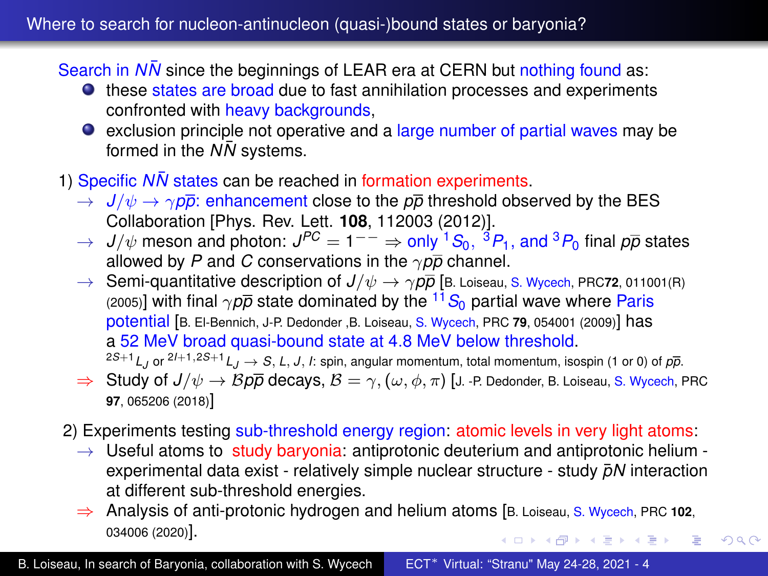## Where to search for nucleon-antinucleon (quasi-)bound states or baryonia?

Search in $N\bar{N}$ since the beginnings of LEAR era at CERN but nothing found as:

- these states are broad due to fast annihilation processes and experiments confronted with heavy backgrounds,
- exclusion principle not operative and a large number of partial waves may be formed in the $N\bar{N}$ systems.

1) Specific $N\bar{N}$ states can be reached in formation experiments.

$\rightarrow$ $J/\psi \rightarrow \gamma p\bar{p}$: enhancement close to the $p\bar{p}$ threshold observed by the BES Collaboration [Phys. Rev. Lett. **108**, 112003 (2012)].

$\rightarrow$ $J/\psi$ meson and photon: $J^{PC} = 1^{--} \Rightarrow$ only ${}^1S_0$, ${}^3P_1$, and ${}^3P_0$ final $p\bar{p}$ states allowed by $P$ and $C$ conservations in the $\gamma p\bar{p}$ channel.

$\rightarrow$ Semi-quantitative description of $J/\psi \rightarrow \gamma p\bar{p}$ [B. Loiseau, S. Wycech, PRC**72**, 011001(R) (2005)] with final $\gamma p\bar{p}$ state dominated by the ${}^{11}S_0$ partial wave where Paris potential [B. El-Bennich, J-P. Dedonder ,B. Loiseau, S. Wycech, PRC **79**, 054001 (2009)] has a 52 MeV broad quasi-bound state at 4.8 MeV below threshold.

${}^{2S+1}L_J$ or ${}^{2I+1,2S+1}L_J \rightarrow S, L, J, I$: spin, angular momentum, total momentum, isospin (1 or 0) of $p\bar{p}$.

$\Rightarrow$ Study of $J/\psi \rightarrow \mathcal{B}p\bar{p}$ decays, $\mathcal{B} = \gamma, (\omega, \phi, \pi)$ [J. -P. Dedonder, B. Loiseau, S. Wycech, PRC **97**, 065206 (2018)]

2) Experiments testing sub-threshold energy region: atomic levels in very light atoms:

$\rightarrow$ Useful atoms to study baryonia: antiprotonic deuterium and antiprotonic helium - experimental data exist - relatively simple nuclear structure - study $\bar{p}N$ interaction at different sub-threshold energies.

$\Rightarrow$ Analysis of anti-protonic hydrogen and helium atoms [B. Loiseau, S. Wycech, PRC **102**, 034006 (2020)].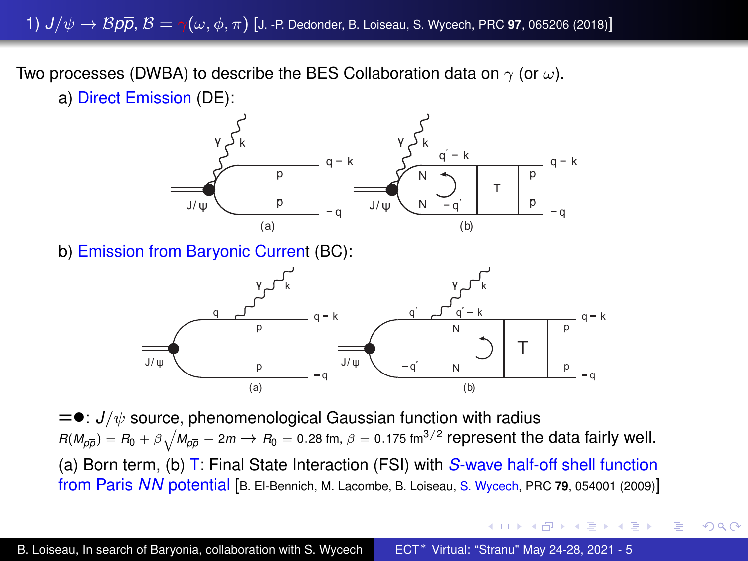## 1) $J/\psi \to \mathcal{B} p\bar{p}$, $\mathcal{B} = \gamma(\omega, \phi, \pi)$ [J. -P. Dedonder, B. Loiseau, S. Wycech, PRC **97**, 065206 (2018)]

Two processes (DWBA) to describe the BES Collaboration data on $\gamma$ (or $\omega$).

a) Direct Emission (DE):

(a) (b)

b) Emission from Baryonic Current (BC):

(a) (b)

=●: $J/\psi$ source, phenomenological Gaussian function with radius $R(M_{p\bar{p}}) = R_0 + \beta\sqrt{M_{p\bar{p}} - 2m} \rightarrow R_0 = 0.28$ fm, $\beta = 0.175$ fm$^{3/2}$ represent the data fairly well.

(a) Born term, (b) T: Final State Interaction (FSI) with *S*-wave half-off shell function from Paris $N\bar{N}$ potential [B. El-Bennich, M. Lacombe, B. Loiseau, S. Wycech, PRC **79**, 054001 (2009)]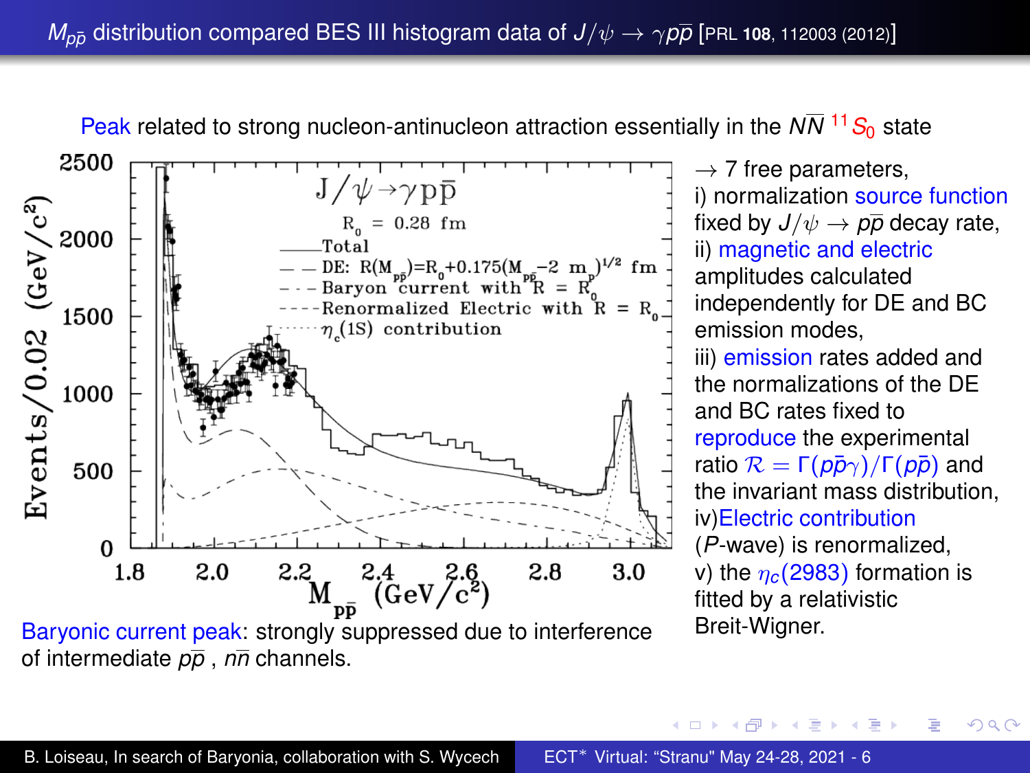## $M_{p\bar{p}}$ distribution compared BES III histogram data of $J/\psi \to \gamma p\bar{p}$ [PRL **108**, 112003 (2012)]

Peak related to strong nucleon-antinucleon attraction essentially in the $N\bar{N}$ $^{11}S_0$ state

$J/\psi \to \gamma p\bar{p}$

$R_0$ = 0.28 fm

- Total
- DE: $R(M_{p\bar{p}}) = R_0 + 0.175(M_{p\bar{p}} - 2\ m_p)^{1/2}$ fm
- Baryon current with $R = R_0$
- Renormalized Electric with $R = R_0$
- $\eta_c(1S)$ contribution

Events/0.02 (GeV/c²)

$M_{p\bar{p}}$ (GeV/c²)

Baryonic current peak: strongly suppressed due to interference of intermediate $p\bar{p}$ , $n\bar{n}$ channels.

→ 7 free parameters,

i) normalization source function fixed by $J/\psi \to p\bar{p}$ decay rate,

ii) magnetic and electric amplitudes calculated independently for DE and BC emission modes,

iii) emission rates added and the normalizations of the DE and BC rates fixed to reproduce the experimental ratio $\mathcal{R} = \Gamma(p\bar{p}\gamma)/\Gamma(p\bar{p})$ and the invariant mass distribution,

iv) Electric contribution ($P$-wave) is renormalized,

v) the $\eta_c(2983)$ formation is fitted by a relativistic Breit-Wigner.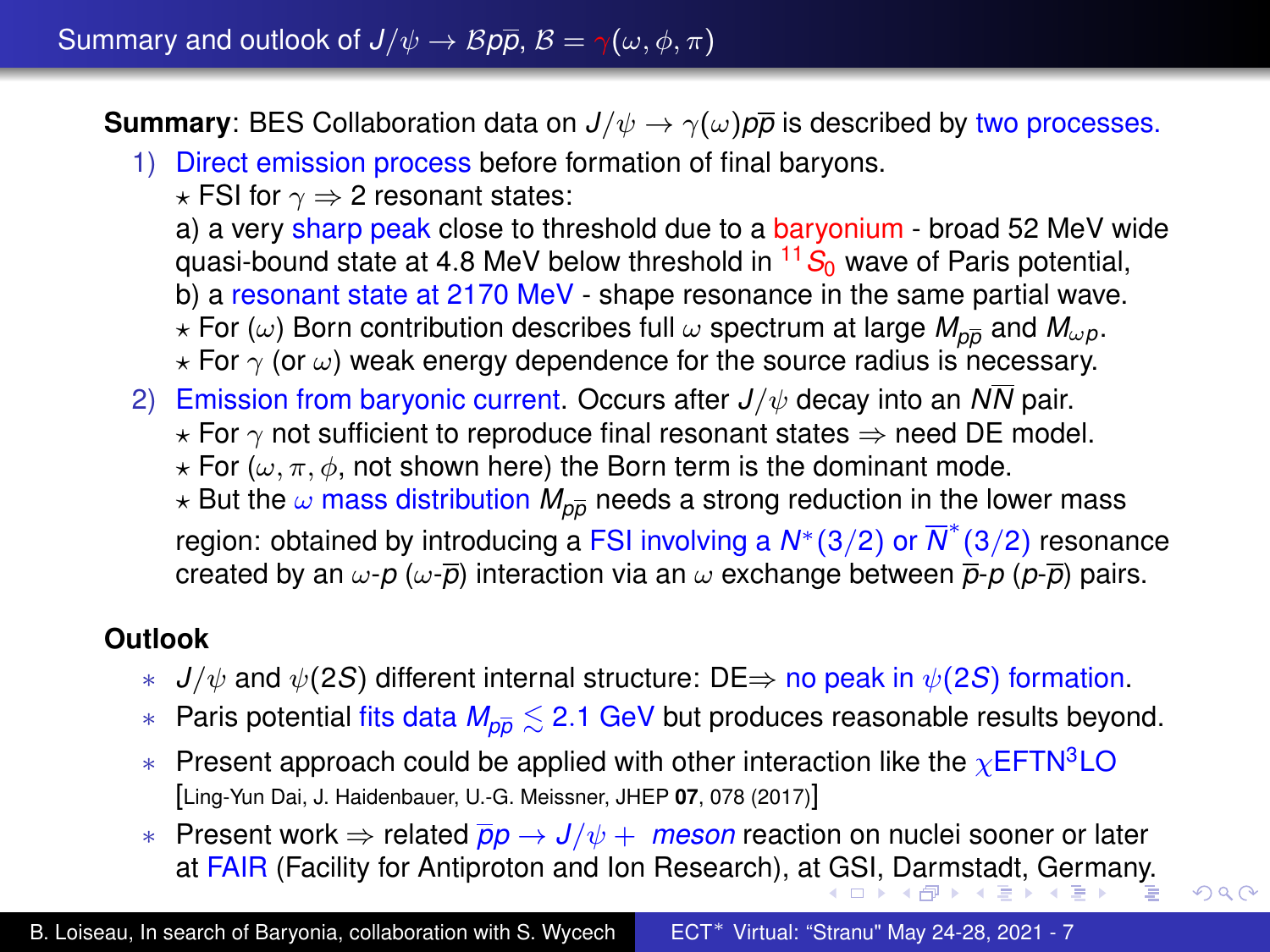## Summary and outlook of $J/\psi \to \mathcal{B}p\overline{p}$, $\mathcal{B} = \gamma(\omega, \phi, \pi)$

**Summary**: BES Collaboration data on $J/\psi \to \gamma(\omega)p\overline{p}$ is described by two processes.

1) Direct emission process before formation of final baryons.
   - ⋆ FSI for $\gamma \Rightarrow$ 2 resonant states:
     a) a very sharp peak close to threshold due to a baryonium - broad 52 MeV wide quasi-bound state at 4.8 MeV below threshold in $^{11}S_0$ wave of Paris potential,
     b) a resonant state at 2170 MeV - shape resonance in the same partial wave.
   - ⋆ For $(\omega)$ Born contribution describes full $\omega$ spectrum at large $M_{p\overline{p}}$ and $M_{\omega p}$.
   - ⋆ For $\gamma$ (or $\omega$) weak energy dependence for the source radius is necessary.

2) Emission from baryonic current. Occurs after $J/\psi$ decay into an $N\overline{N}$ pair.
   - ⋆ For $\gamma$ not sufficient to reproduce final resonant states $\Rightarrow$ need DE model.
   - ⋆ For $(\omega, \pi, \phi$, not shown here) the Born term is the dominant mode.
   - ⋆ But the $\omega$ mass distribution $M_{p\overline{p}}$ needs a strong reduction in the lower mass region: obtained by introducing a FSI involving a $N^*(3/2)$ or $\overline{N}^*(3/2)$ resonance created by an $\omega$-$p$ ($\omega$-$\overline{p}$) interaction via an $\omega$ exchange between $\overline{p}$-$p$ ($p$-$\overline{p}$) pairs.

**Outlook**

- $J/\psi$ and $\psi(2S)$ different internal structure: DE$\Rightarrow$ no peak in $\psi(2S)$ formation.
- Paris potential fits data $M_{p\overline{p}} \lesssim 2.1$ GeV but produces reasonable results beyond.
- Present approach could be applied with other interaction like the $\chi$EFTN$^3$LO [Ling-Yun Dai, J. Haidenbauer, U.-G. Meissner, JHEP **07**, 078 (2017)]
- Present work $\Rightarrow$ related $\overline{p}p \to J/\psi +$ *meson* reaction on nuclei sooner or later at FAIR (Facility for Antiproton and Ion Research), at GSI, Darmstadt, Germany.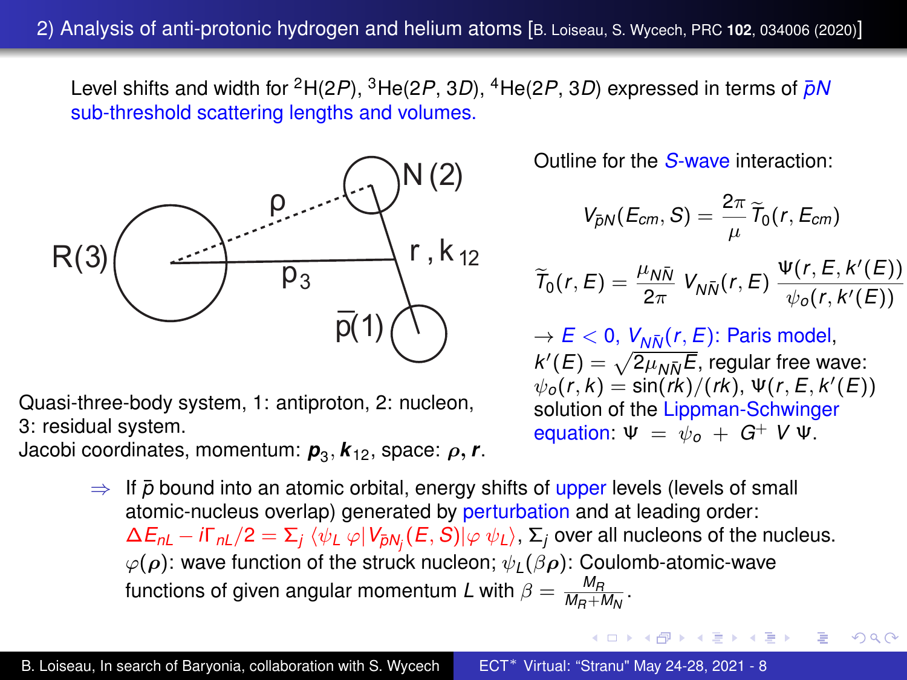## 2) Analysis of anti-protonic hydrogen and helium atoms [B. Loiseau, S. Wycech, PRC **102**, 034006 (2020)]

Level shifts and width for $^2$H($2P$), $^3$He($2P$, $3D$), $^4$He($2P$, $3D$) expressed in terms of $\bar{p}N$ sub-threshold scattering lengths and volumes.

Quasi-three-body system, 1: antiproton, 2: nucleon, 3: residual system.
Jacobi coordinates, momentum: $\boldsymbol{p}_3, \boldsymbol{k}_{12}$, space: $\boldsymbol{\rho}, \boldsymbol{r}$.

Outline for the $S$-wave interaction:

$$V_{\bar{p}N}(E_{cm}, S) = \frac{2\pi}{\mu}\,\widetilde{T}_0(r, E_{cm})$$

$$\widetilde{T}_0(r, E) = \frac{\mu_{N\bar{N}}}{2\pi}\,V_{N\bar{N}}(r, E)\,\frac{\Psi(r, E, k'(E))}{\psi_o(r, k'(E))}$$

$\rightarrow$ $E < 0$, $V_{N\bar{N}}(r, E)$: Paris model, $k'(E) = \sqrt{2\mu_{N\bar{N}}E}$, regular free wave: $\psi_o(r, k) = \sin(rk)/(rk)$, $\Psi(r, E, k'(E))$ solution of the Lippman-Schwinger equation: $\Psi \;=\; \psi_o \;+\; G^+ \; V\,\Psi$.

$\Rightarrow$ If $\bar{p}$ bound into an atomic orbital, energy shifts of upper levels (levels of small atomic-nucleus overlap) generated by perturbation and at leading order: $\Delta E_{nL} - i\Gamma_{nL}/2 = \Sigma_j \,\langle \psi_L \,\varphi | V_{\bar{p}N_j}(E, S) | \varphi\, \psi_L\rangle$, $\Sigma_j$ over all nucleons of the nucleus. $\varphi(\boldsymbol{\rho})$: wave function of the struck nucleon; $\psi_L(\beta\boldsymbol{\rho})$: Coulomb-atomic-wave functions of given angular momentum $L$ with $\beta = \frac{M_R}{M_R + M_N}$.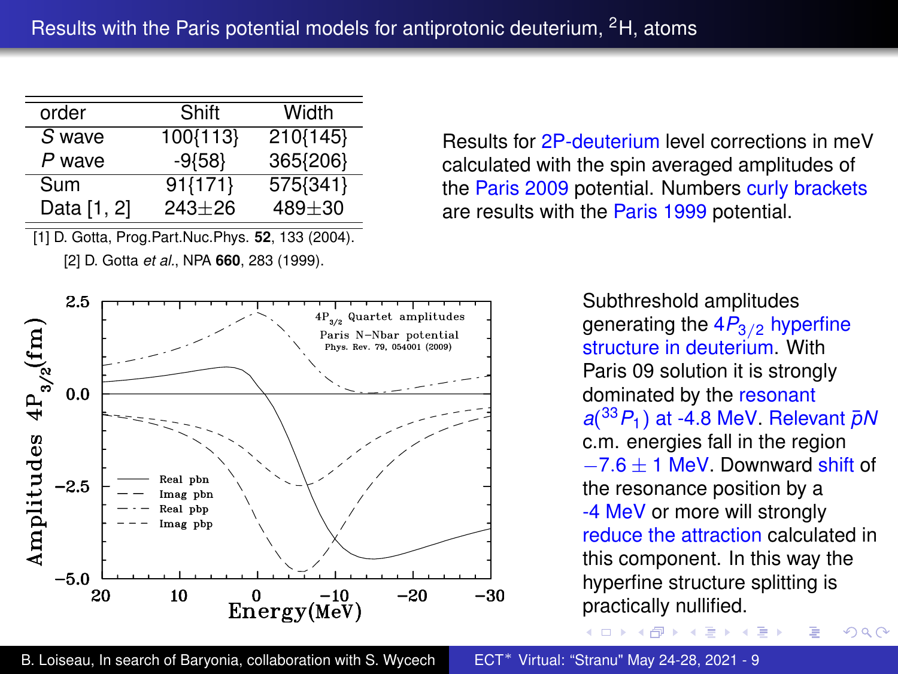## Results with the Paris potential models for antiprotonic deuterium, $^2$H, atoms

| order | Shift | Width |
|---|---|---|
| *S* wave | 100{113} | 210{145} |
| *P* wave | -9{58} | 365{206} |
| Sum | 91{171} | 575{341} |
| Data [1, 2] | 243$\pm$26 | 489$\pm$30 |

[1] D. Gotta, Prog.Part.Nuc.Phys. **52**, 133 (2004).
[2] D. Gotta *et al.*, NPA **660**, 283 (1999).

Results for 2P-deuterium level corrections in meV calculated with the spin averaged amplitudes of the Paris 2009 potential. Numbers curly brackets are results with the Paris 1999 potential.

Subthreshold amplitudes generating the $4P_{3/2}$ hyperfine structure in deuterium. With Paris 09 solution it is strongly dominated by the resonant $a(^{33}P_1)$ at -4.8 MeV. Relevant $\bar{p}N$ c.m. energies fall in the region $-7.6 \pm 1$ MeV. Downward shift of the resonance position by a -4 MeV or more will strongly reduce the attraction calculated in this component. In this way the hyperfine structure splitting is practically nullified.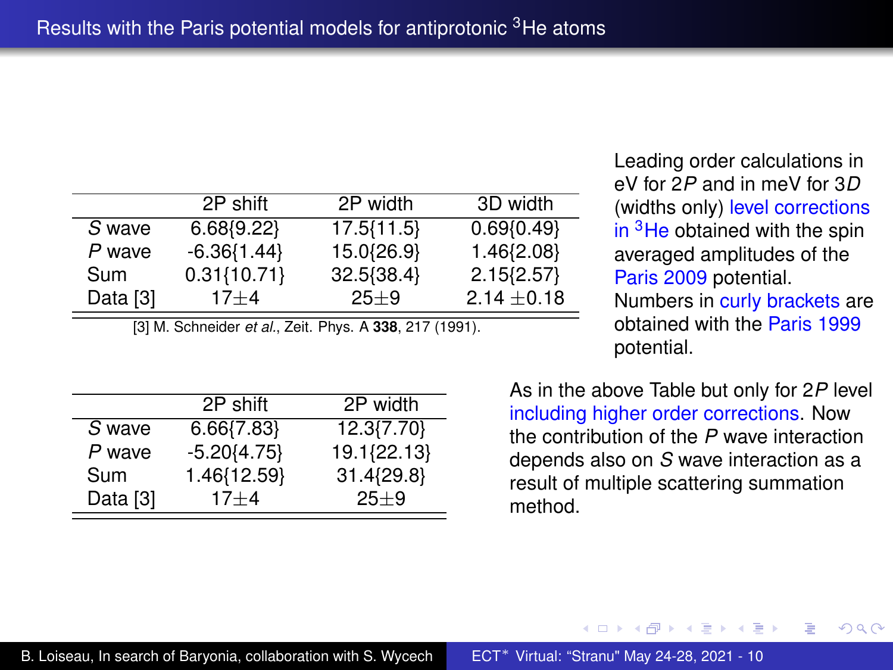# Results with the Paris potential models for antiprotonic $^3$He atoms

| | 2P shift | 2P width | 3D width |
|---|---|---|---|
| *S* wave | 6.68{9.22} | 17.5{11.5} | 0.69{0.49} |
| *P* wave | -6.36{1.44} | 15.0{26.9} | 1.46{2.08} |
| Sum | 0.31{10.71} | 32.5{38.4} | 2.15{2.57} |
| Data [3] | 17$\pm$4 | 25$\pm$9 | 2.14 $\pm$0.18 |

[3] M. Schneider *et al.*, Zeit. Phys. A **338**, 217 (1991).

Leading order calculations in eV for 2*P* and in meV for 3*D* (widths only) level corrections in $^3$He obtained with the spin averaged amplitudes of the Paris 2009 potential. Numbers in curly brackets are obtained with the Paris 1999 potential.

| | 2P shift | 2P width |
|---|---|---|
| *S* wave | 6.66{7.83} | 12.3{7.70} |
| *P* wave | -5.20{4.75} | 19.1{22.13} |
| Sum | 1.46{12.59} | 31.4{29.8} |
| Data [3] | 17$\pm$4 | 25$\pm$9 |

As in the above Table but only for 2*P* level including higher order corrections. Now the contribution of the *P* wave interaction depends also on *S* wave interaction as a result of multiple scattering summation method.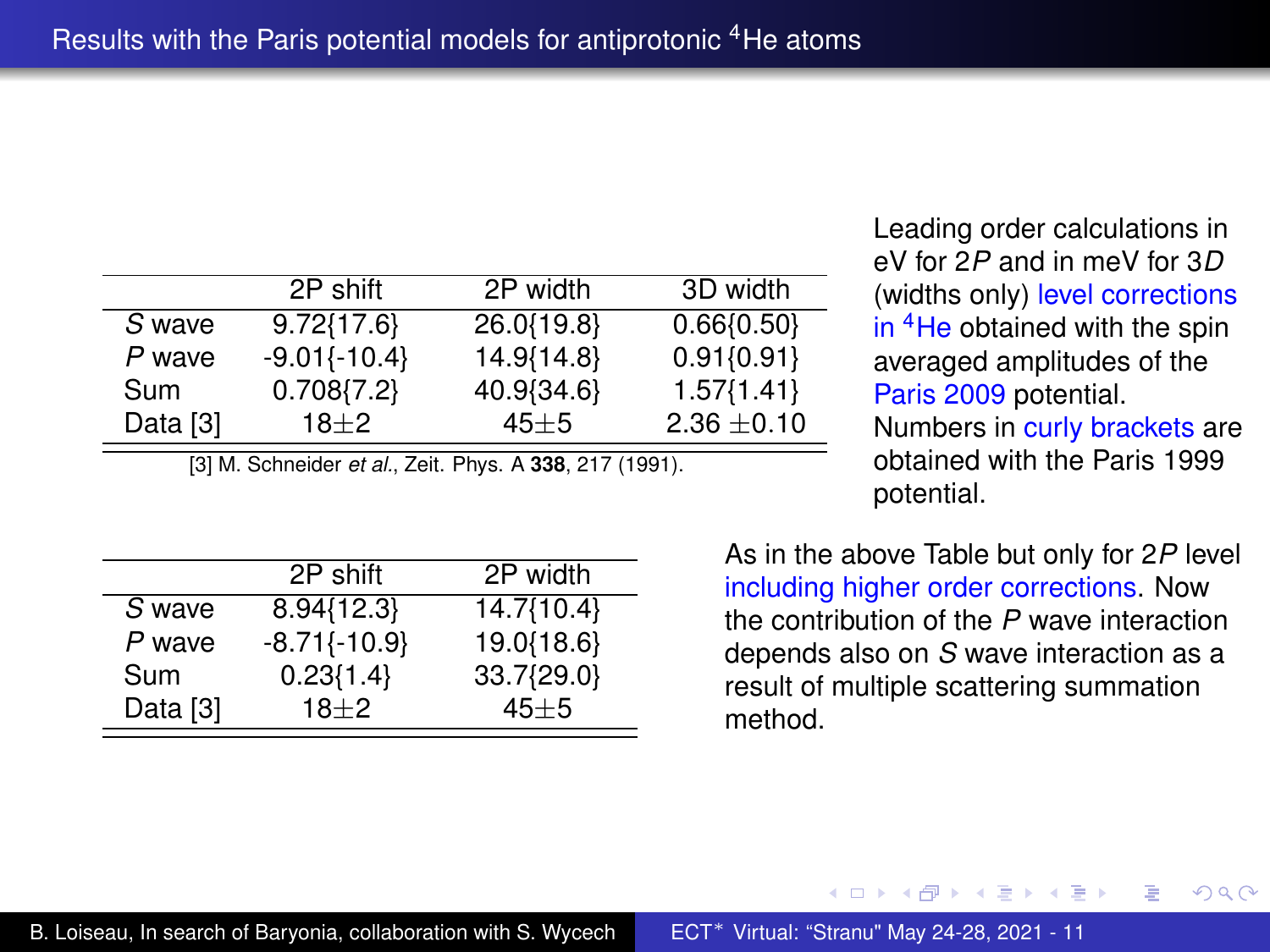# Results with the Paris potential models for antiprotonic $^4$He atoms

| | 2P shift | 2P width | 3D width |
|---|---|---|---|
| *S* wave | 9.72{17.6} | 26.0{19.8} | 0.66{0.50} |
| *P* wave | -9.01{-10.4} | 14.9{14.8} | 0.91{0.91} |
| Sum | 0.708{7.2} | 40.9{34.6} | 1.57{1.41} |
| Data [3] | 18±2 | 45±5 | 2.36 ±0.10 |

[3] M. Schneider *et al.*, Zeit. Phys. A **338**, 217 (1991).

Leading order calculations in eV for 2*P* and in meV for 3*D* (widths only) level corrections in $^4$He obtained with the spin averaged amplitudes of the Paris 2009 potential. Numbers in curly brackets are obtained with the Paris 1999 potential.

| | 2P shift | 2P width |
|---|---|---|
| *S* wave | 8.94{12.3} | 14.7{10.4} |
| *P* wave | -8.71{-10.9} | 19.0{18.6} |
| Sum | 0.23{1.4} | 33.7{29.0} |
| Data [3] | 18±2 | 45±5 |

As in the above Table but only for 2*P* level including higher order corrections. Now the contribution of the *P* wave interaction depends also on *S* wave interaction as a result of multiple scattering summation method.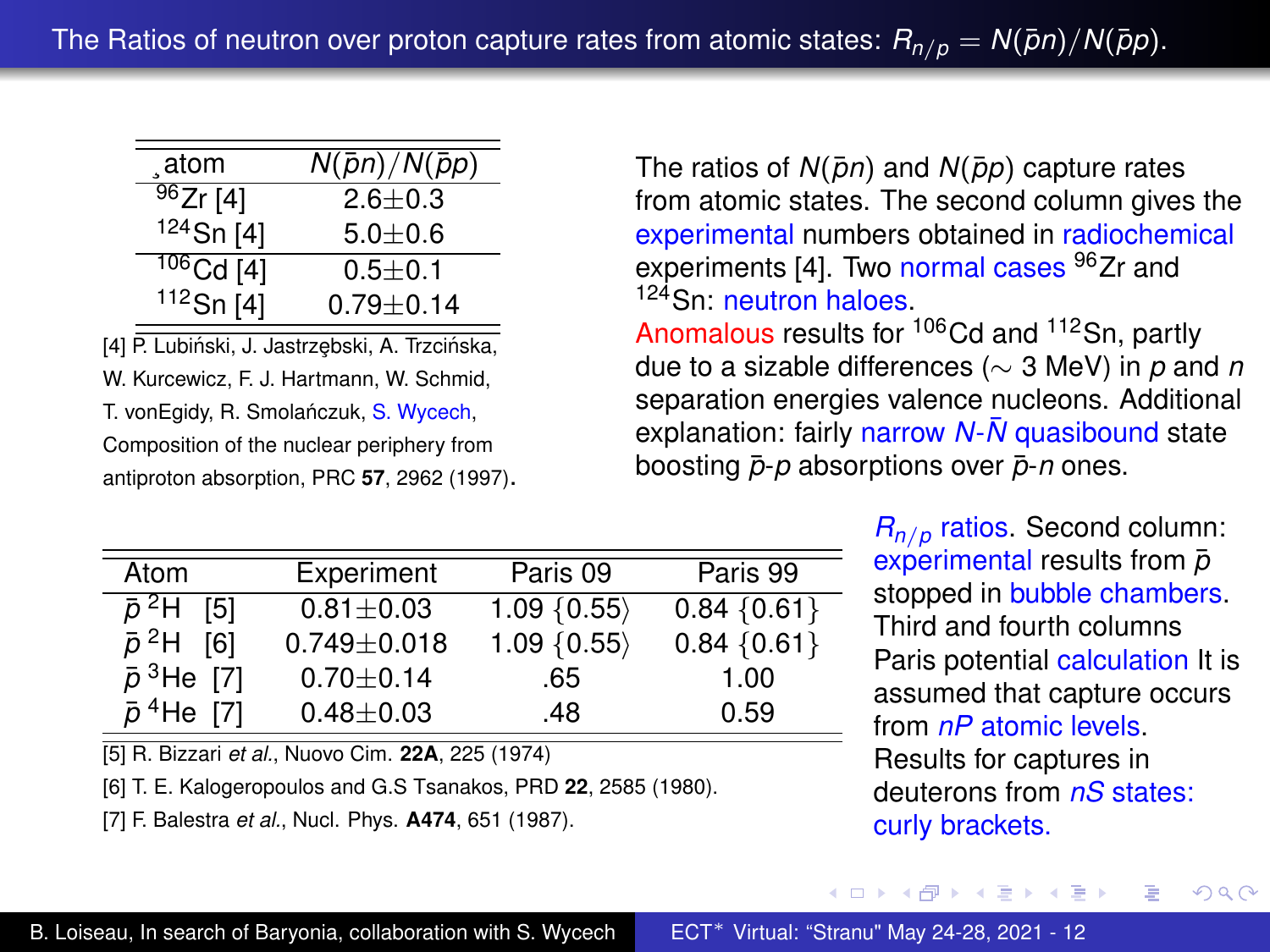## The Ratios of neutron over proton capture rates from atomic states: $R_{n/p} = N(\bar{p}n)/N(\bar{p}p)$.

| atom | $N(\bar{p}n)/N(\bar{p}p)$ |
|---|---|
| $^{96}$Zr [4] | 2.6±0.3 |
| $^{124}$Sn [4] | 5.0±0.6 |
| $^{106}$Cd [4] | 0.5±0.1 |
| $^{112}$Sn [4] | 0.79±0.14 |

[4] P. Lubiński, J. Jastrzębski, A. Trzcińska, W. Kurcewicz, F. J. Hartmann, W. Schmid, T. vonEgidy, R. Smolańczuk, S. Wycech, Composition of the nuclear periphery from antiproton absorption, PRC **57**, 2962 (1997).

The ratios of $N(\bar{p}n)$ and $N(\bar{p}p)$ capture rates from atomic states. The second column gives the experimental numbers obtained in radiochemical experiments [4]. Two normal cases $^{96}$Zr and $^{124}$Sn: neutron haloes.
Anomalous results for $^{106}$Cd and $^{112}$Sn, partly due to a sizable differences ($\sim$ 3 MeV) in $p$ and $n$ separation energies valence nucleons. Additional explanation: fairly narrow $N$-$\bar{N}$ quasibound state boosting $\bar{p}$-$p$ absorptions over $\bar{p}$-$n$ ones.

| Atom | Experiment | Paris 09 | Paris 99 |
|---|---|---|---|
| $\bar{p}\,^2$H [5] | 0.81±0.03 | 1.09 {0.55⟩ | 0.84 {0.61} |
| $\bar{p}\,^2$H [6] | 0.749±0.018 | 1.09 {0.55⟩ | 0.84 {0.61} |
| $\bar{p}\,^3$He [7] | 0.70±0.14 | .65 | 1.00 |
| $\bar{p}\,^4$He [7] | 0.48±0.03 | .48 | 0.59 |

[5] R. Bizzari *et al.*, Nuovo Cim. **22A**, 225 (1974)

[6] T. E. Kalogeropoulos and G.S Tsanakos, PRD **22**, 2585 (1980).

[7] F. Balestra *et al.*, Nucl. Phys. **A474**, 651 (1987).

$R_{n/p}$ ratios. Second column: experimental results from $\bar{p}$ stopped in bubble chambers. Third and fourth columns Paris potential calculation It is assumed that capture occurs from $nP$ atomic levels. Results for captures in deuterons from $nS$ states: curly brackets.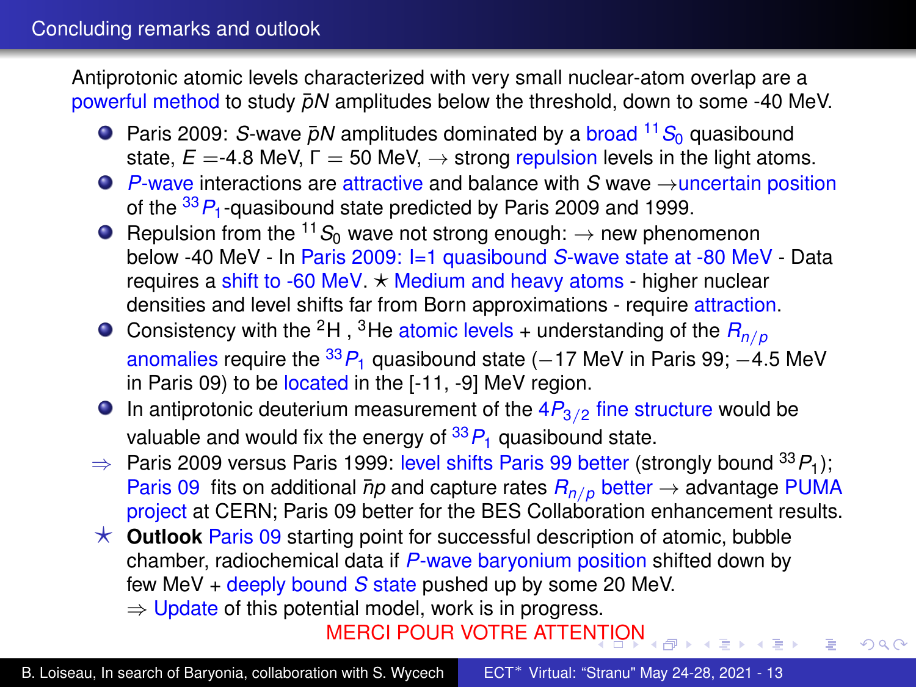## Concluding remarks and outlook

Antiprotonic atomic levels characterized with very small nuclear-atom overlap are a powerful method to study $\bar{p}N$ amplitudes below the threshold, down to some -40 MeV.

- Paris 2009: $S$-wave $\bar{p}N$ amplitudes dominated by a broad $^{11}S_0$ quasibound state, $E$ =-4.8 MeV, $\Gamma$ = 50 MeV, $\rightarrow$ strong repulsion levels in the light atoms.
- $P$-wave interactions are attractive and balance with $S$ wave $\rightarrow$uncertain position of the $^{33}P_1$-quasibound state predicted by Paris 2009 and 1999.
- Repulsion from the $^{11}S_0$ wave not strong enough: $\rightarrow$ new phenomenon below -40 MeV - In Paris 2009: I=1 quasibound $S$-wave state at -80 MeV - Data requires a shift to -60 MeV. ⋆ Medium and heavy atoms - higher nuclear densities and level shifts far from Born approximations - require attraction.
- Consistency with the $^2$H , $^3$He atomic levels + understanding of the $R_{n/p}$ anomalies require the $^{33}P_1$ quasibound state ($-17$ MeV in Paris 99; $-4.5$ MeV in Paris 09) to be located in the [-11, -9] MeV region.
- In antiprotonic deuterium measurement of the $4P_{3/2}$ fine structure would be valuable and would fix the energy of $^{33}P_1$ quasibound state.

$\Rightarrow$ Paris 2009 versus Paris 1999: level shifts Paris 99 better (strongly bound $^{33}P_1$); Paris 09 fits on additional $\bar{n}p$ and capture rates $R_{n/p}$ better $\rightarrow$ advantage PUMA project at CERN; Paris 09 better for the BES Collaboration enhancement results.

⋆ **Outlook** Paris 09 starting point for successful description of atomic, bubble chamber, radiochemical data if $P$-wave baryonium position shifted down by few MeV + deeply bound $S$ state pushed up by some 20 MeV.
$\Rightarrow$ Update of this potential model, work is in progress.

MERCI POUR VOTRE ATTENTION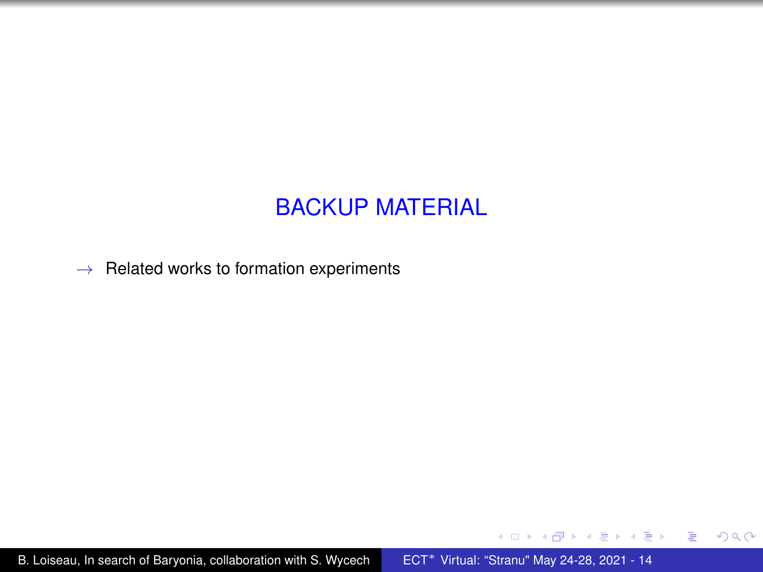# BACKUP MATERIAL

$\rightarrow$ Related works to formation experiments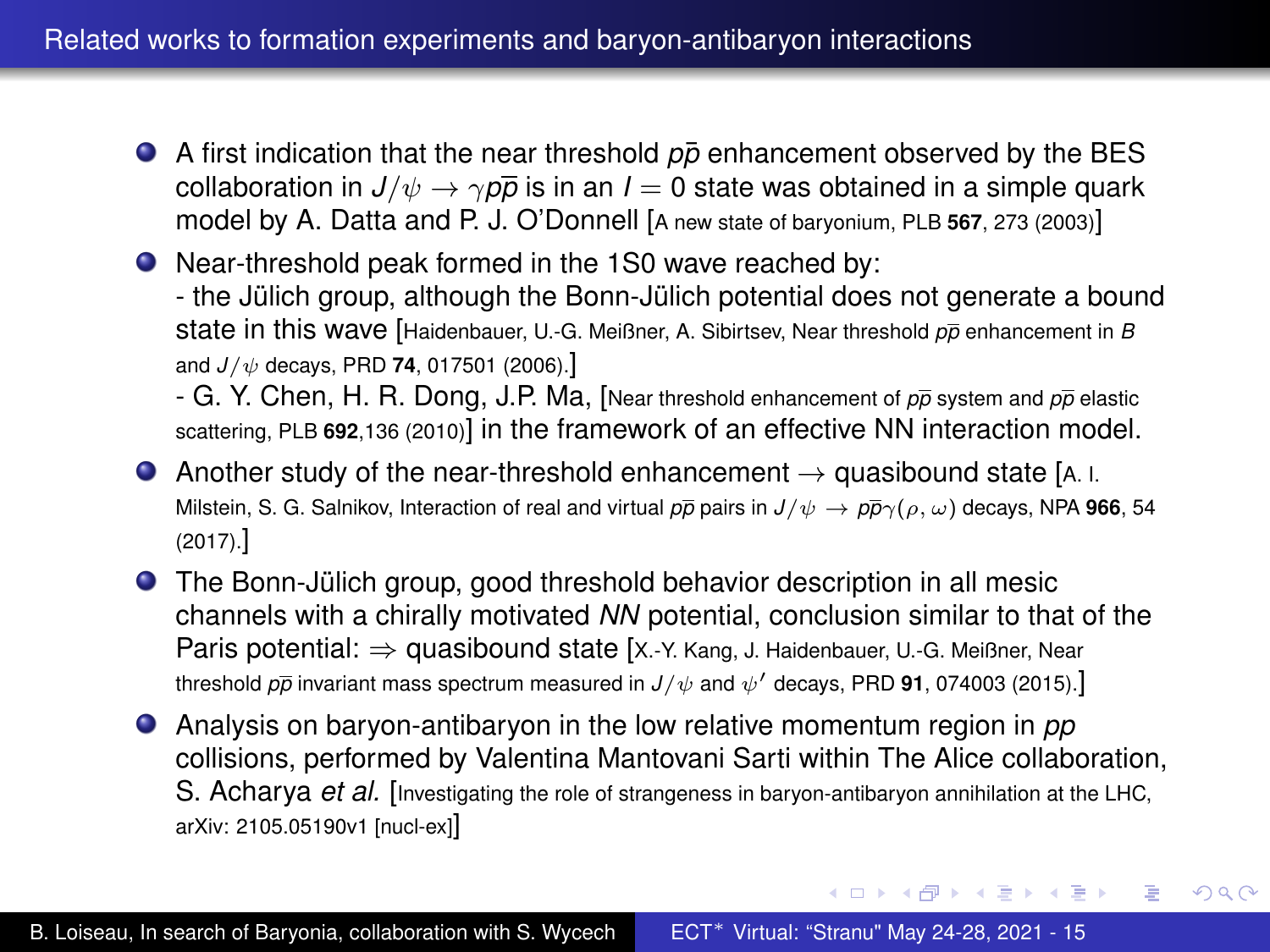## Related works to formation experiments and baryon-antibaryon interactions

- A first indication that the near threshold $p\bar{p}$ enhancement observed by the BES collaboration in $J/\psi \to \gamma p\bar{p}$ is in an $I = 0$ state was obtained in a simple quark model by A. Datta and P. J. O'Donnell [A new state of baryonium, PLB **567**, 273 (2003)]
- Near-threshold peak formed in the 1S0 wave reached by:
  - the Jülich group, although the Bonn-Jülich potential does not generate a bound state in this wave [Haidenbauer, U.-G. Meißner, A. Sibirtsev, Near threshold $p\bar{p}$ enhancement in $B$ and $J/\psi$ decays, PRD **74**, 017501 (2006).]
  - G. Y. Chen, H. R. Dong, J.P. Ma, [Near threshold enhancement of $p\bar{p}$ system and $p\bar{p}$ elastic scattering, PLB **692**,136 (2010)] in the framework of an effective NN interaction model.
- Another study of the near-threshold enhancement $\to$ quasibound state [A. I. Milstein, S. G. Salnikov, Interaction of real and virtual $p\bar{p}$ pairs in $J/\psi \to p\bar{p}\gamma(\rho, \omega)$ decays, NPA **966**, 54 (2017).]
- The Bonn-Jülich group, good threshold behavior description in all mesic channels with a chirally motivated *NN* potential, conclusion similar to that of the Paris potential: $\Rightarrow$ quasibound state [X.-Y. Kang, J. Haidenbauer, U.-G. Meißner, Near threshold $p\bar{p}$ invariant mass spectrum measured in $J/\psi$ and $\psi'$ decays, PRD **91**, 074003 (2015).]
- Analysis on baryon-antibaryon in the low relative momentum region in *pp* collisions, performed by Valentina Mantovani Sarti within The Alice collaboration, S. Acharya *et al.* [Investigating the role of strangeness in baryon-antibaryon annihilation at the LHC, arXiv: 2105.05190v1 [nucl-ex]]